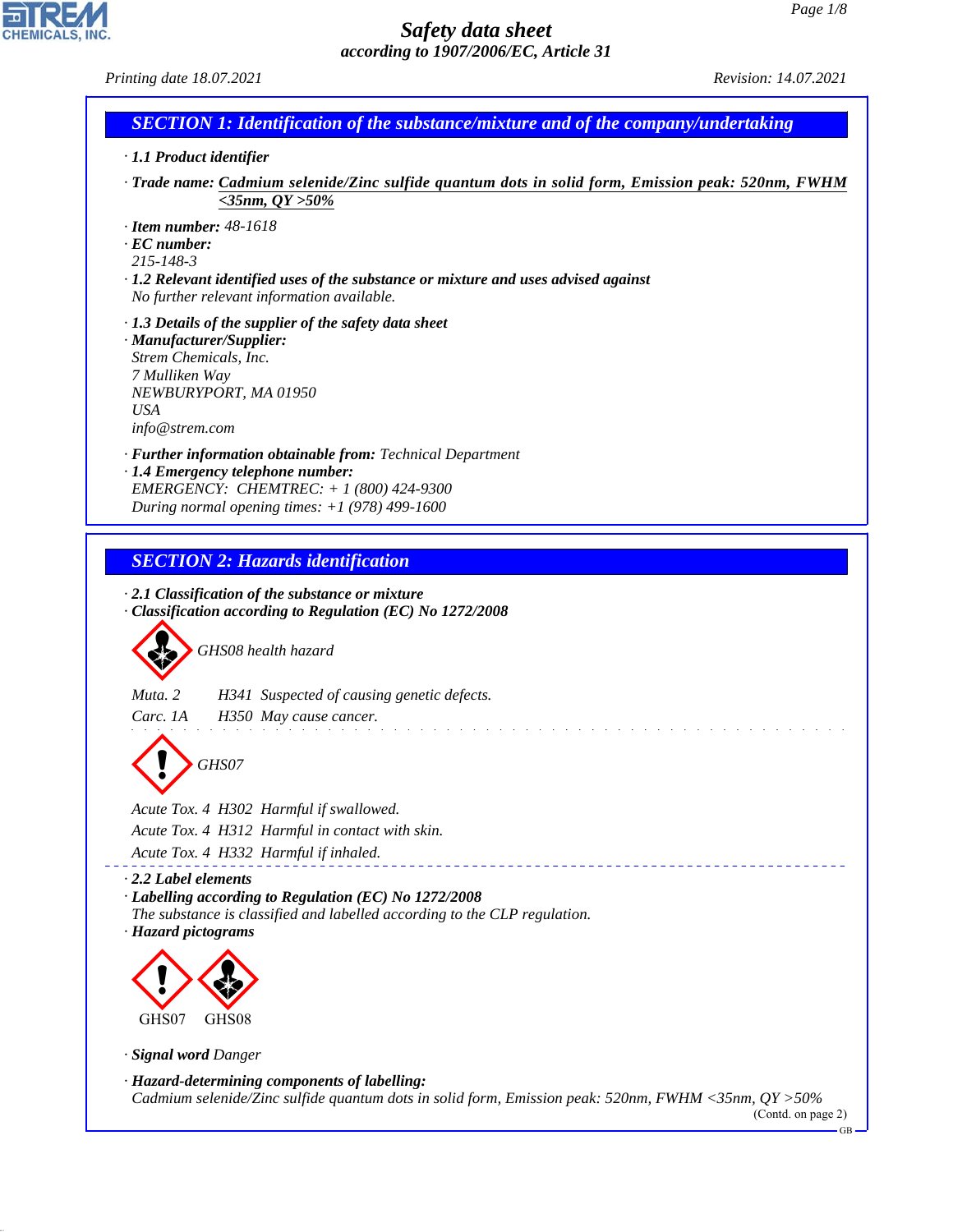# Safety data sheet

*according to 1907/2006/EC, Article 31*

Printing date 18.07.2021 Revision: 14.07.2021

## SECTION 1: Identification of the substance/mixture and of the company/undertaking

· **1.1 Product identifier**

· **Trade name:** Cadmium selenide/Zinc sulfide quantum dots in solid form, Emission peak: 520nm, FWHM <35nm, QY >50%

· **Item number:** 48-1618
· **EC number:**
215-148-3
· **1.2 Relevant identified uses of the substance or mixture and uses advised against**
No further relevant information available.

· **1.3 Details of the supplier of the safety data sheet**
· **Manufacturer/Supplier:**
Strem Chemicals, Inc.
7 Mulliken Way
NEWBURYPORT, MA 01950
USA
info@strem.com

· **Further information obtainable from:** Technical Department
· **1.4 Emergency telephone number:**
EMERGENCY: CHEMTREC: + 1 (800) 424-9300
During normal opening times: +1 (978) 499-1600

## SECTION 2: Hazards identification

· **2.1 Classification of the substance or mixture**
· **Classification according to Regulation (EC) No 1272/2008**

GHS08 health hazard

Muta. 2 H341 Suspected of causing genetic defects.
Carc. 1A H350 May cause cancer.

GHS07

Acute Tox. 4 H302 Harmful if swallowed.
Acute Tox. 4 H312 Harmful in contact with skin.
Acute Tox. 4 H332 Harmful if inhaled.

· **2.2 Label elements**
· **Labelling according to Regulation (EC) No 1272/2008**
The substance is classified and labelled according to the CLP regulation.
· **Hazard pictograms**

GHS07 GHS08

· **Signal word** Danger

· **Hazard-determining components of labelling:**
Cadmium selenide/Zinc sulfide quantum dots in solid form, Emission peak: 520nm, FWHM <35nm, QY >50%

(Contd. on page 2)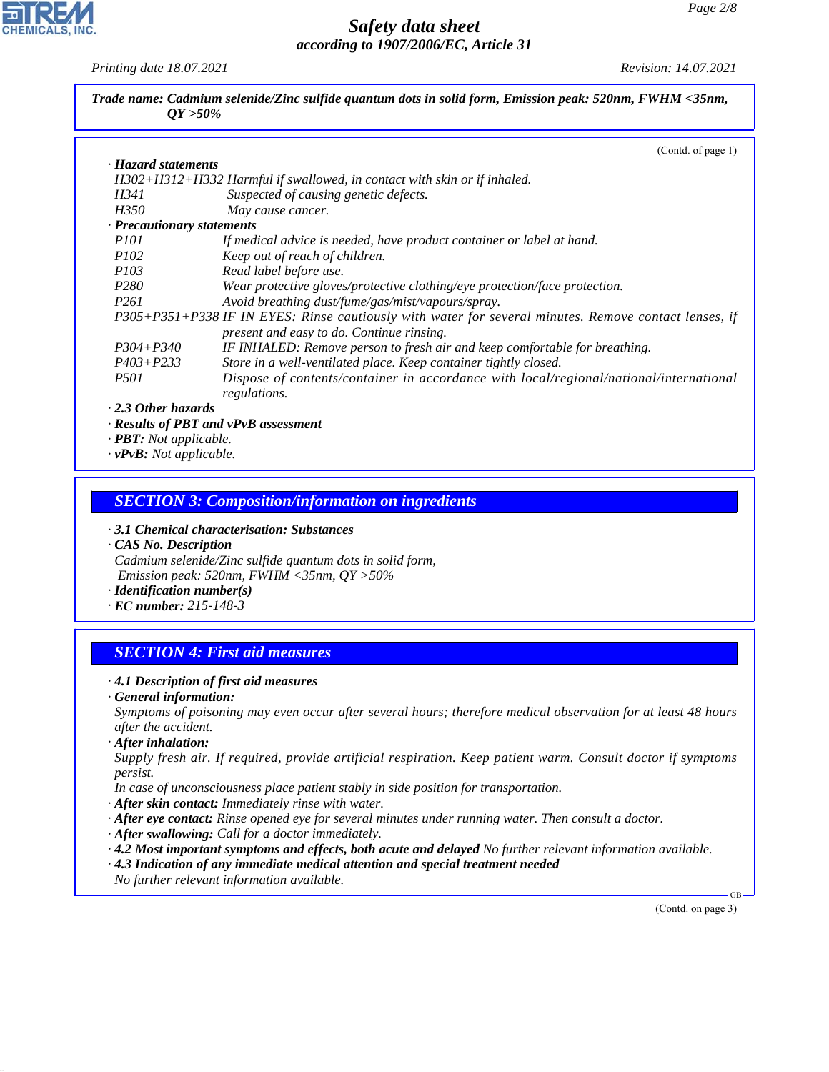**Trade name: Cadmium selenide/Zinc sulfide quantum dots in solid form, Emission peak: 520nm, FWHM <35nm, QY >50%**

(Contd. of page 1)

· **Hazard statements**

H302+H312+H332 Harmful if swallowed, in contact with skin or if inhaled.
H341 Suspected of causing genetic defects.
H350 May cause cancer.

· **Precautionary statements**

P101 If medical advice is needed, have product container or label at hand.
P102 Keep out of reach of children.
P103 Read label before use.
P280 Wear protective gloves/protective clothing/eye protection/face protection.
P261 Avoid breathing dust/fume/gas/mist/vapours/spray.
P305+P351+P338 IF IN EYES: Rinse cautiously with water for several minutes. Remove contact lenses, if present and easy to do. Continue rinsing.
P304+P340 IF INHALED: Remove person to fresh air and keep comfortable for breathing.
P403+P233 Store in a well-ventilated place. Keep container tightly closed.
P501 Dispose of contents/container in accordance with local/regional/national/international regulations.

· **2.3 Other hazards**
· **Results of PBT and vPvB assessment**
· **PBT:** Not applicable.
· **vPvB:** Not applicable.

## SECTION 3: Composition/information on ingredients

· **3.1 Chemical characterisation: Substances**
· **CAS No. Description**
Cadmium selenide/Zinc sulfide quantum dots in solid form,
Emission peak: 520nm, FWHM <35nm, QY >50%
· **Identification number(s)**
· **EC number:** 215-148-3

## SECTION 4: First aid measures

· **4.1 Description of first aid measures**
· **General information:**
Symptoms of poisoning may even occur after several hours; therefore medical observation for at least 48 hours after the accident.
· **After inhalation:**
Supply fresh air. If required, provide artificial respiration. Keep patient warm. Consult doctor if symptoms persist.
In case of unconsciousness place patient stably in side position for transportation.
· **After skin contact:** Immediately rinse with water.
· **After eye contact:** Rinse opened eye for several minutes under running water. Then consult a doctor.
· **After swallowing:** Call for a doctor immediately.
· **4.2 Most important symptoms and effects, both acute and delayed** No further relevant information available.
· **4.3 Indication of any immediate medical attention and special treatment needed**
No further relevant information available.

(Contd. on page 3)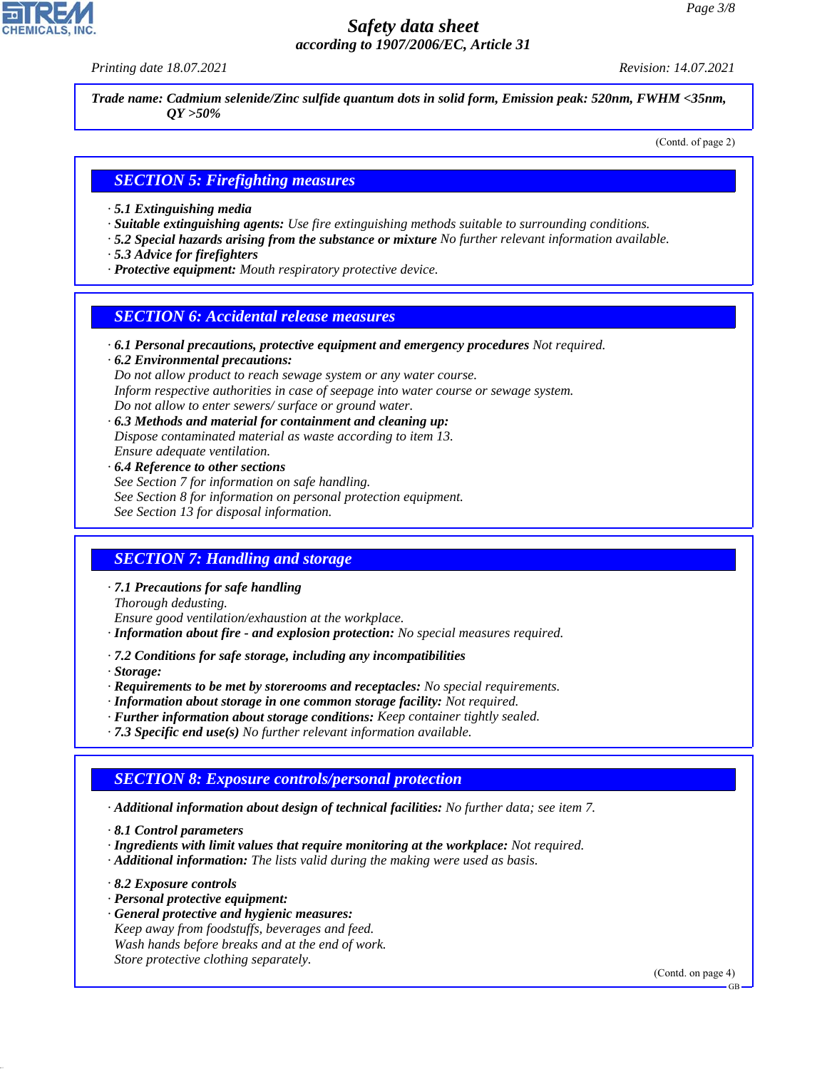**Trade name: Cadmium selenide/Zinc sulfide quantum dots in solid form, Emission peak: 520nm, FWHM <35nm, QY >50%**

(Contd. of page 2)

## SECTION 5: Firefighting measures

· **5.1 Extinguishing media**
· **Suitable extinguishing agents:** Use fire extinguishing methods suitable to surrounding conditions.
· **5.2 Special hazards arising from the substance or mixture** No further relevant information available.
· **5.3 Advice for firefighters**
· **Protective equipment:** Mouth respiratory protective device.

## SECTION 6: Accidental release measures

· **6.1 Personal precautions, protective equipment and emergency procedures** Not required.
· **6.2 Environmental precautions:**
Do not allow product to reach sewage system or any water course.
Inform respective authorities in case of seepage into water course or sewage system.
Do not allow to enter sewers/ surface or ground water.
· **6.3 Methods and material for containment and cleaning up:**
Dispose contaminated material as waste according to item 13.
Ensure adequate ventilation.
· **6.4 Reference to other sections**
See Section 7 for information on safe handling.
See Section 8 for information on personal protection equipment.
See Section 13 for disposal information.

## SECTION 7: Handling and storage

· **7.1 Precautions for safe handling**
Thorough dedusting.
Ensure good ventilation/exhaustion at the workplace.
· **Information about fire - and explosion protection:** No special measures required.

· **7.2 Conditions for safe storage, including any incompatibilities**
· **Storage:**
· **Requirements to be met by storerooms and receptacles:** No special requirements.
· **Information about storage in one common storage facility:** Not required.
· **Further information about storage conditions:** Keep container tightly sealed.
· **7.3 Specific end use(s)** No further relevant information available.

## SECTION 8: Exposure controls/personal protection

· **Additional information about design of technical facilities:** No further data; see item 7.

· **8.1 Control parameters**
· **Ingredients with limit values that require monitoring at the workplace:** Not required.
· **Additional information:** The lists valid during the making were used as basis.

· **8.2 Exposure controls**
· **Personal protective equipment:**
· **General protective and hygienic measures:**
Keep away from foodstuffs, beverages and feed.
Wash hands before breaks and at the end of work.
Store protective clothing separately.

(Contd. on page 4)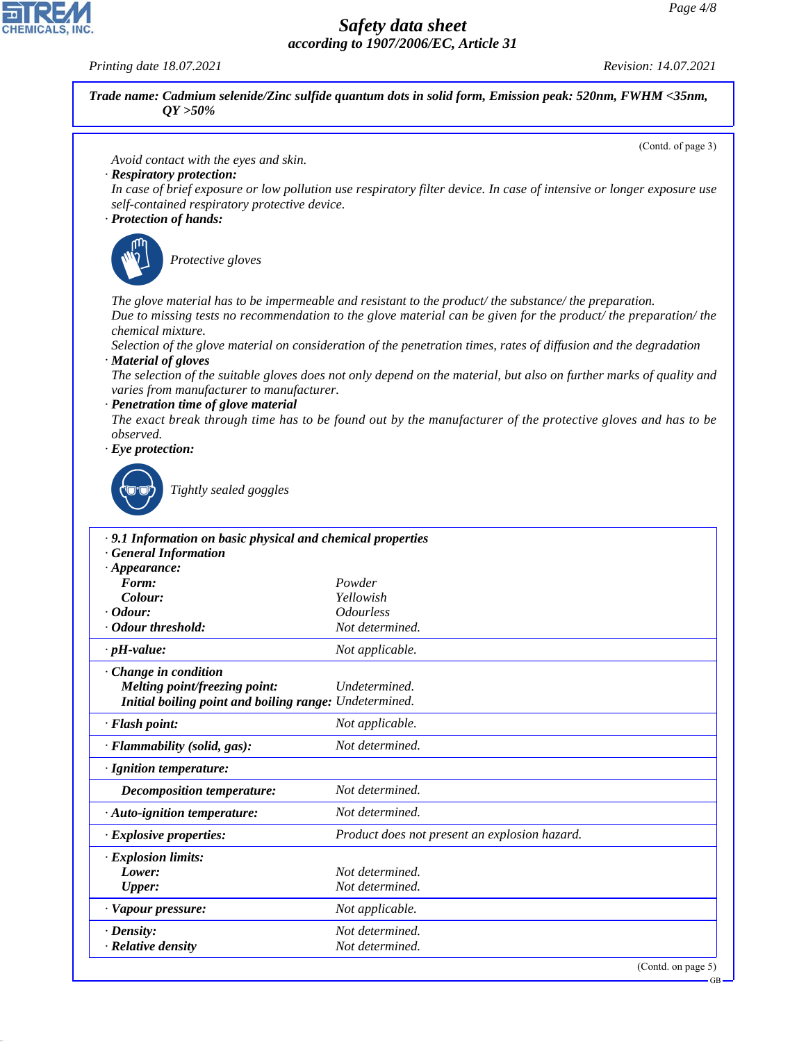Trade name: **Cadmium selenide/Zinc sulfide quantum dots in solid form, Emission peak: 520nm, FWHM <35nm, QY >50%**

(Contd. of page 3)

Avoid contact with the eyes and skin.

· **Respiratory protection:**
In case of brief exposure or low pollution use respiratory filter device. In case of intensive or longer exposure use self-contained respiratory protective device.

· **Protection of hands:**

Protective gloves

The glove material has to be impermeable and resistant to the product/ the substance/ the preparation.
Due to missing tests no recommendation to the glove material can be given for the product/ the preparation/ the chemical mixture.
Selection of the glove material on consideration of the penetration times, rates of diffusion and the degradation

· **Material of gloves**
The selection of the suitable gloves does not only depend on the material, but also on further marks of quality and varies from manufacturer to manufacturer.

· **Penetration time of glove material**
The exact break through time has to be found out by the manufacturer of the protective gloves and has to be observed.

· **Eye protection:**

Tightly sealed goggles

· **9.1 Information on basic physical and chemical properties**

· **General Information**

| | |
|---|---|
| · **Appearance:** | |
| **Form:** | Powder |
| **Colour:** | Yellowish |
| · **Odour:** | Odourless |
| · **Odour threshold:** | Not determined. |
| · **pH-value:** | Not applicable. |
| · **Change in condition** | |
| **Melting point/freezing point:** | Undetermined. |
| **Initial boiling point and boiling range:** | Undetermined. |
| · **Flash point:** | Not applicable. |
| · **Flammability (solid, gas):** | Not determined. |
| · **Ignition temperature:** | |
| **Decomposition temperature:** | Not determined. |
| · **Auto-ignition temperature:** | Not determined. |
| · **Explosive properties:** | Product does not present an explosion hazard. |
| · **Explosion limits:** | |
| **Lower:** | Not determined. |
| **Upper:** | Not determined. |
| · **Vapour pressure:** | Not applicable. |
| · **Density:** | Not determined. |
| · **Relative density** | Not determined. |

(Contd. on page 5)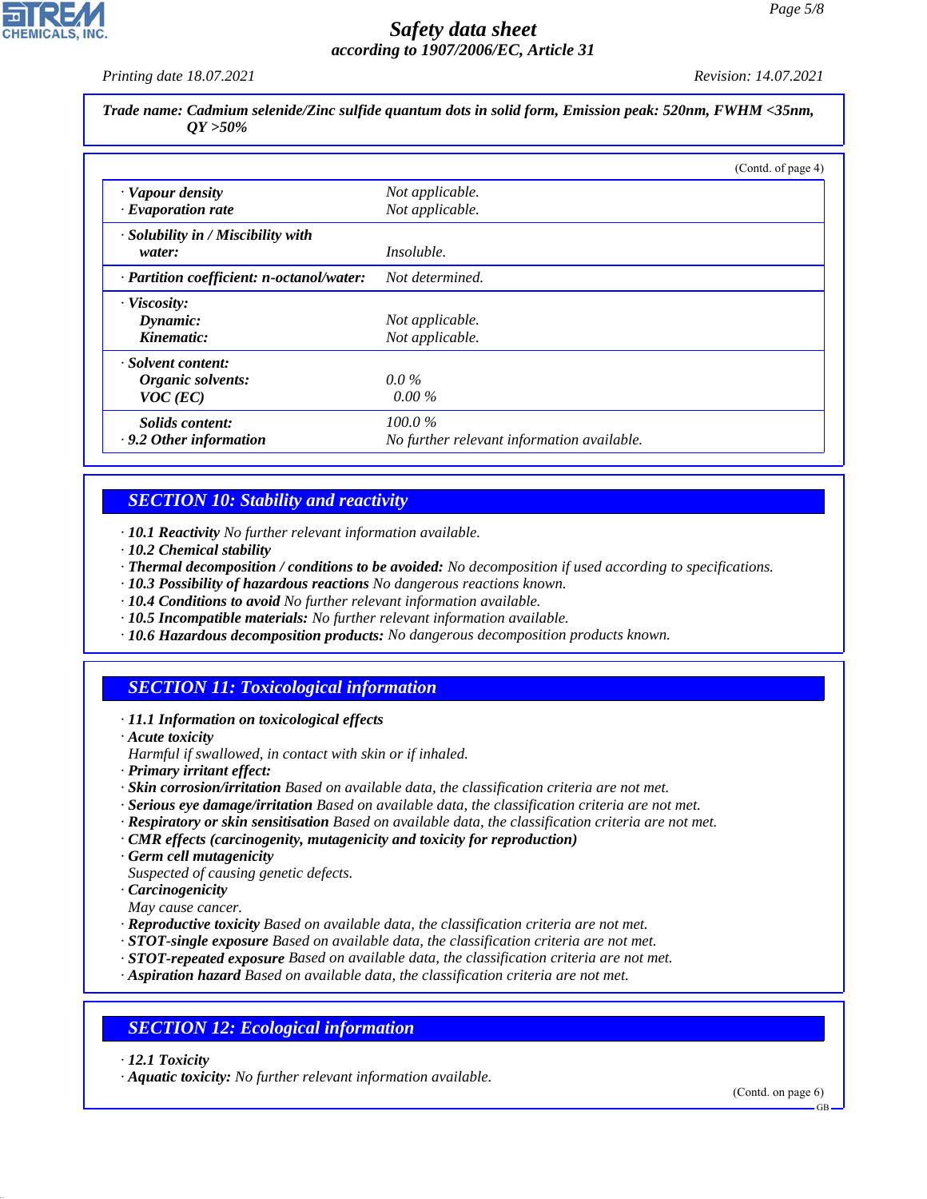**Trade name: Cadmium selenide/Zinc sulfide quantum dots in solid form, Emission peak: 520nm, FWHM <35nm, QY >50%**

(Contd. of page 4)

| | |
|---|---|
| · **Vapour density** | Not applicable. |
| · **Evaporation rate** | Not applicable. |
| · **Solubility in / Miscibility with water:** | Insoluble. |
| · **Partition coefficient: n-octanol/water:** | Not determined. |
| · **Viscosity:** | |
| **Dynamic:** | Not applicable. |
| **Kinematic:** | Not applicable. |
| · **Solvent content:** | |
| **Organic solvents:** | 0.0 % |
| **VOC (EC)** | 0.00 % |
| **Solids content:** | 100.0 % |
| · **9.2 Other information** | No further relevant information available. |

## SECTION 10: Stability and reactivity

· **10.1 Reactivity** No further relevant information available.
· **10.2 Chemical stability**
· **Thermal decomposition / conditions to be avoided:** No decomposition if used according to specifications.
· **10.3 Possibility of hazardous reactions** No dangerous reactions known.
· **10.4 Conditions to avoid** No further relevant information available.
· **10.5 Incompatible materials:** No further relevant information available.
· **10.6 Hazardous decomposition products:** No dangerous decomposition products known.

## SECTION 11: Toxicological information

· **11.1 Information on toxicological effects**
· **Acute toxicity**
Harmful if swallowed, in contact with skin or if inhaled.
· **Primary irritant effect:**
· **Skin corrosion/irritation** Based on available data, the classification criteria are not met.
· **Serious eye damage/irritation** Based on available data, the classification criteria are not met.
· **Respiratory or skin sensitisation** Based on available data, the classification criteria are not met.
· **CMR effects (carcinogenity, mutagenicity and toxicity for reproduction)**
· **Germ cell mutagenicity**
Suspected of causing genetic defects.
· **Carcinogenicity**
May cause cancer.
· **Reproductive toxicity** Based on available data, the classification criteria are not met.
· **STOT-single exposure** Based on available data, the classification criteria are not met.
· **STOT-repeated exposure** Based on available data, the classification criteria are not met.
· **Aspiration hazard** Based on available data, the classification criteria are not met.

## SECTION 12: Ecological information

· **12.1 Toxicity**
· **Aquatic toxicity:** No further relevant information available.

(Contd. on page 6)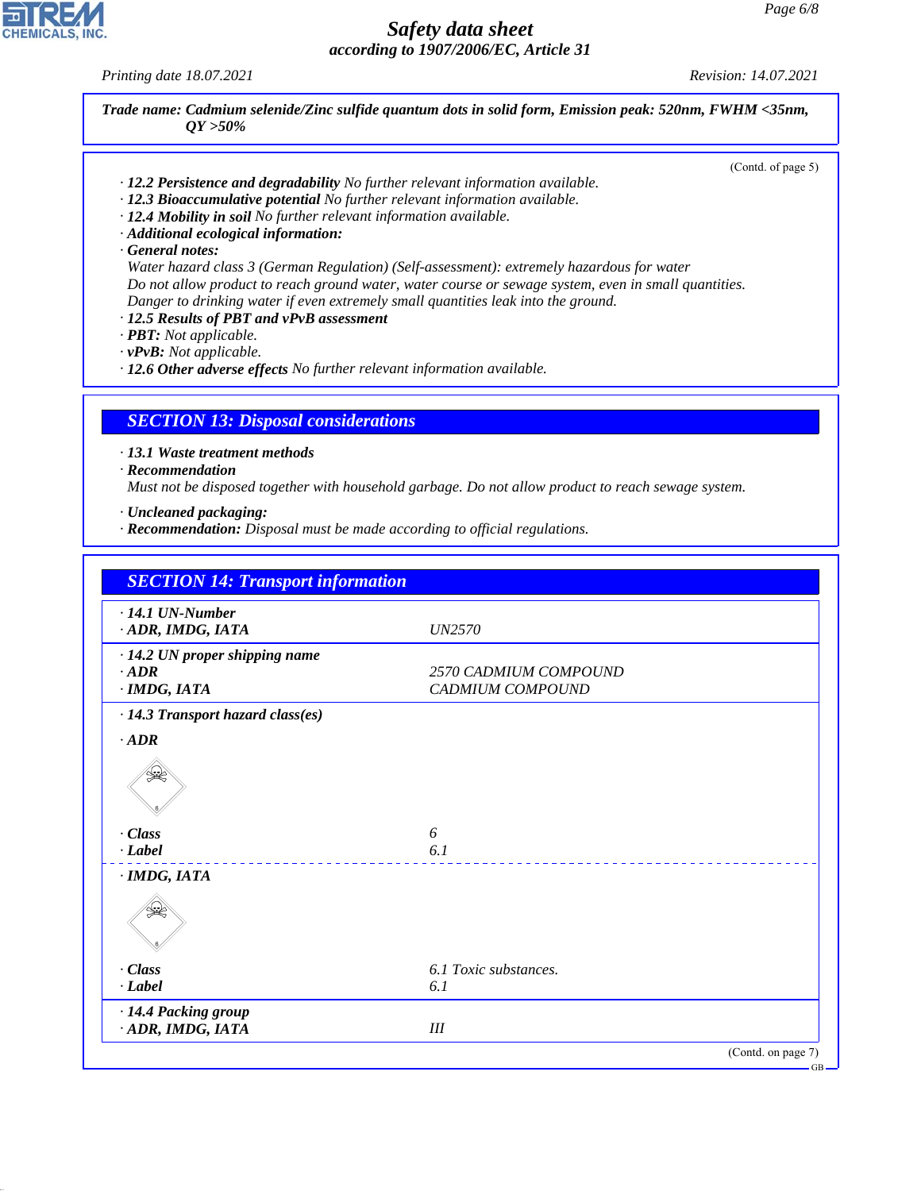**Trade name: Cadmium selenide/Zinc sulfide quantum dots in solid form, Emission peak: 520nm, FWHM <35nm, QY >50%**

(Contd. of page 5)

· **12.2 Persistence and degradability** No further relevant information available.
· **12.3 Bioaccumulative potential** No further relevant information available.
· **12.4 Mobility in soil** No further relevant information available.
· **Additional ecological information:**
· **General notes:**
Water hazard class 3 (German Regulation) (Self-assessment): extremely hazardous for water
Do not allow product to reach ground water, water course or sewage system, even in small quantities.
Danger to drinking water if even extremely small quantities leak into the ground.
· **12.5 Results of PBT and vPvB assessment**
· **PBT:** Not applicable.
· **vPvB:** Not applicable.
· **12.6 Other adverse effects** No further relevant information available.

## SECTION 13: Disposal considerations

· **13.1 Waste treatment methods**
· **Recommendation**
Must not be disposed together with household garbage. Do not allow product to reach sewage system.

· **Uncleaned packaging:**
· **Recommendation:** Disposal must be made according to official regulations.

## SECTION 14: Transport information

| | |
|---|---|
| · **14.1 UN-Number** | |
| · **ADR, IMDG, IATA** | UN2570 |
| · **14.2 UN proper shipping name** | |
| · **ADR** | 2570 CADMIUM COMPOUND |
| · **IMDG, IATA** | CADMIUM COMPOUND |
| · **14.3 Transport hazard class(es)** | |
| · **ADR** | |
| · **Class** | 6 |
| · **Label** | 6.1 |
| · **IMDG, IATA** | |
| · **Class** | 6.1 Toxic substances. |
| · **Label** | 6.1 |
| · **14.4 Packing group** | |
| · **ADR, IMDG, IATA** | III |

(Contd. on page 7)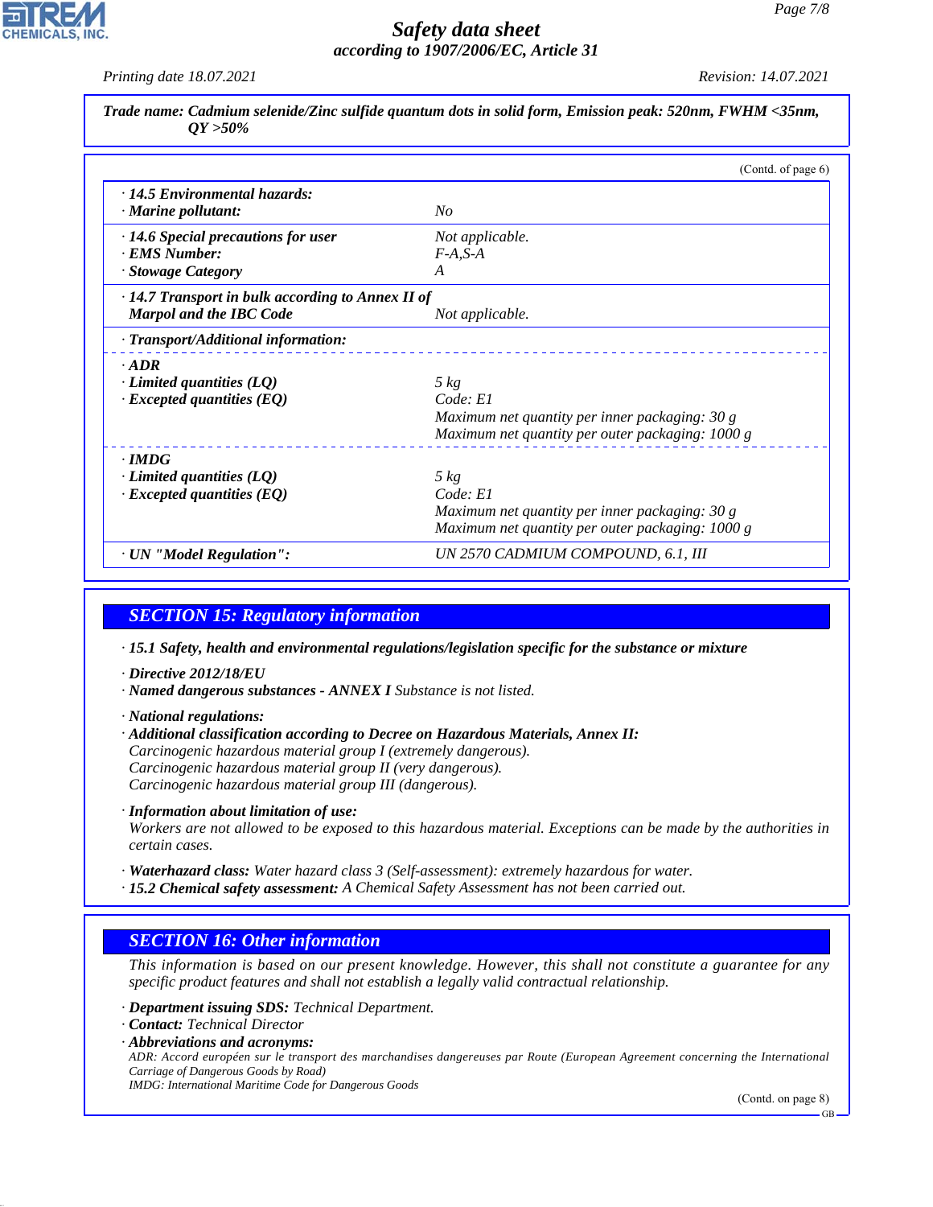**Trade name: Cadmium selenide/Zinc sulfide quantum dots in solid form, Emission peak: 520nm, FWHM <35nm, QY >50%**

(Contd. of page 6)

| | |
|---|---|
| · **14.5 Environmental hazards:** | |
| · **Marine pollutant:** | No |
| · **14.6 Special precautions for user** | Not applicable. |
| · **EMS Number:** | F-A,S-A |
| · **Stowage Category** | A |
| · **14.7 Transport in bulk according to Annex II of Marpol and the IBC Code** | Not applicable. |
| · **Transport/Additional information:** | |
| · **ADR** | |
| · **Limited quantities (LQ)** | 5 kg |
| · **Excepted quantities (EQ)** | Code: E1<br>Maximum net quantity per inner packaging: 30 g<br>Maximum net quantity per outer packaging: 1000 g |
| · **IMDG** | |
| · **Limited quantities (LQ)** | 5 kg |
| · **Excepted quantities (EQ)** | Code: E1<br>Maximum net quantity per inner packaging: 30 g<br>Maximum net quantity per outer packaging: 1000 g |
| · **UN "Model Regulation":** | UN 2570 CADMIUM COMPOUND, 6.1, III |

## SECTION 15: Regulatory information

· **15.1 Safety, health and environmental regulations/legislation specific for the substance or mixture**

· **Directive 2012/18/EU**
· **Named dangerous substances - ANNEX I** Substance is not listed.

· **National regulations:**
· **Additional classification according to Decree on Hazardous Materials, Annex II:**
Carcinogenic hazardous material group I (extremely dangerous).
Carcinogenic hazardous material group II (very dangerous).
Carcinogenic hazardous material group III (dangerous).

· **Information about limitation of use:**
Workers are not allowed to be exposed to this hazardous material. Exceptions can be made by the authorities in certain cases.

· **Waterhazard class:** Water hazard class 3 (Self-assessment): extremely hazardous for water.
· **15.2 Chemical safety assessment:** A Chemical Safety Assessment has not been carried out.

## SECTION 16: Other information

This information is based on our present knowledge. However, this shall not constitute a guarantee for any specific product features and shall not establish a legally valid contractual relationship.

· **Department issuing SDS:** Technical Department.
· **Contact:** Technical Director
· **Abbreviations and acronyms:**
ADR: Accord européen sur le transport des marchandises dangereuses par Route (European Agreement concerning the International Carriage of Dangerous Goods by Road)
IMDG: International Maritime Code for Dangerous Goods

(Contd. on page 8)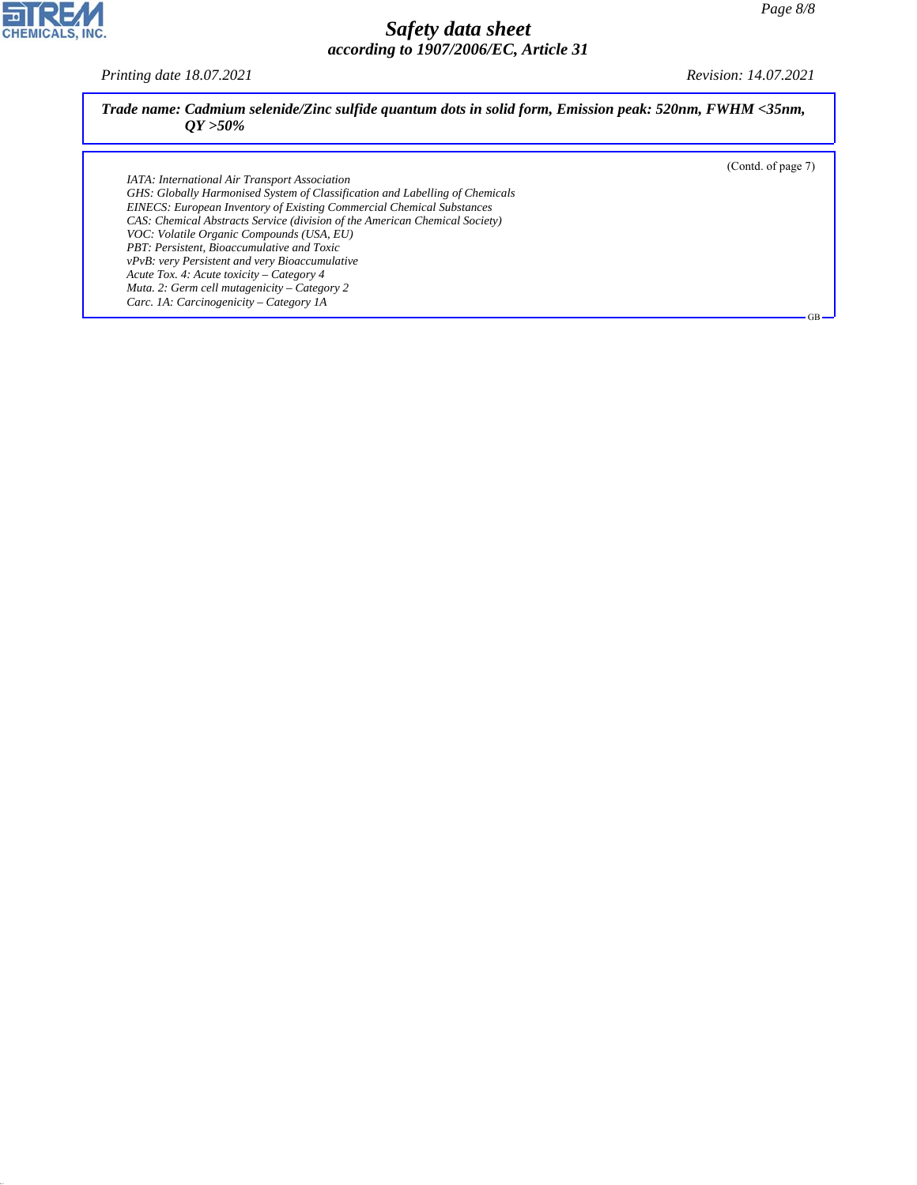**Trade name: Cadmium selenide/Zinc sulfide quantum dots in solid form, Emission peak: 520nm, FWHM <35nm, QY >50%**

(Contd. of page 7)

*IATA: International Air Transport Association*
*GHS: Globally Harmonised System of Classification and Labelling of Chemicals*
*EINECS: European Inventory of Existing Commercial Chemical Substances*
*CAS: Chemical Abstracts Service (division of the American Chemical Society)*
*VOC: Volatile Organic Compounds (USA, EU)*
*PBT: Persistent, Bioaccumulative and Toxic*
*vPvB: very Persistent and very Bioaccumulative*
*Acute Tox. 4: Acute toxicity – Category 4*
*Muta. 2: Germ cell mutagenicity – Category 2*
*Carc. 1A: Carcinogenicity – Category 1A*

GB